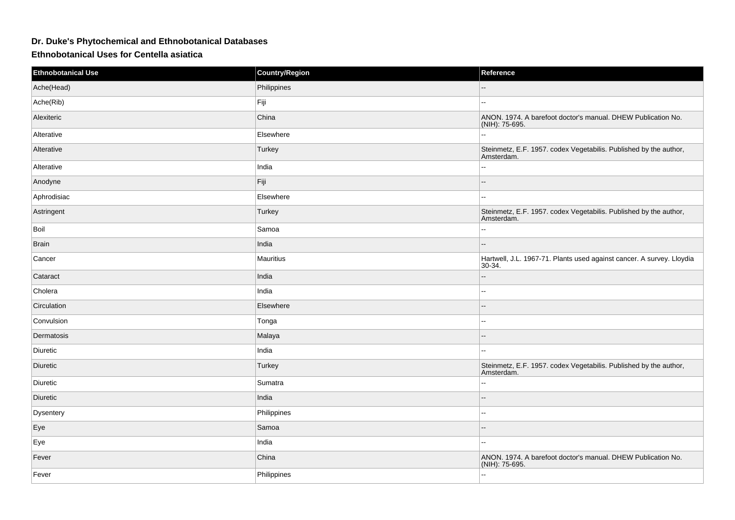# Dr. Duke's Phytochemical and Ethnobotanical Databases

## Ethnobotanical Uses for Centella asiatica

| Ethnobotanical Use | Country/Region | Reference |
| --- | --- | --- |
| Ache(Head) | Philippines | -- |
| Ache(Rib) | Fiji | -- |
| Alexiteric | China | ANON. 1974. A barefoot doctor's manual. DHEW Publication No. (NIH): 75-695. |
| Alterative | Elsewhere | -- |
| Alterative | Turkey | Steinmetz, E.F. 1957. codex Vegetabilis. Published by the author, Amsterdam. |
| Alterative | India | -- |
| Anodyne | Fiji | -- |
| Aphrodisiac | Elsewhere | -- |
| Astringent | Turkey | Steinmetz, E.F. 1957. codex Vegetabilis. Published by the author, Amsterdam. |
| Boil | Samoa | -- |
| Brain | India | -- |
| Cancer | Mauritius | Hartwell, J.L. 1967-71. Plants used against cancer. A survey. Lloydia 30-34. |
| Cataract | India | -- |
| Cholera | India | -- |
| Circulation | Elsewhere | -- |
| Convulsion | Tonga | -- |
| Dermatosis | Malaya | -- |
| Diuretic | India | -- |
| Diuretic | Turkey | Steinmetz, E.F. 1957. codex Vegetabilis. Published by the author, Amsterdam. |
| Diuretic | Sumatra | -- |
| Diuretic | India | -- |
| Dysentery | Philippines | -- |
| Eye | Samoa | -- |
| Eye | India | -- |
| Fever | China | ANON. 1974. A barefoot doctor's manual. DHEW Publication No. (NIH): 75-695. |
| Fever | Philippines | -- |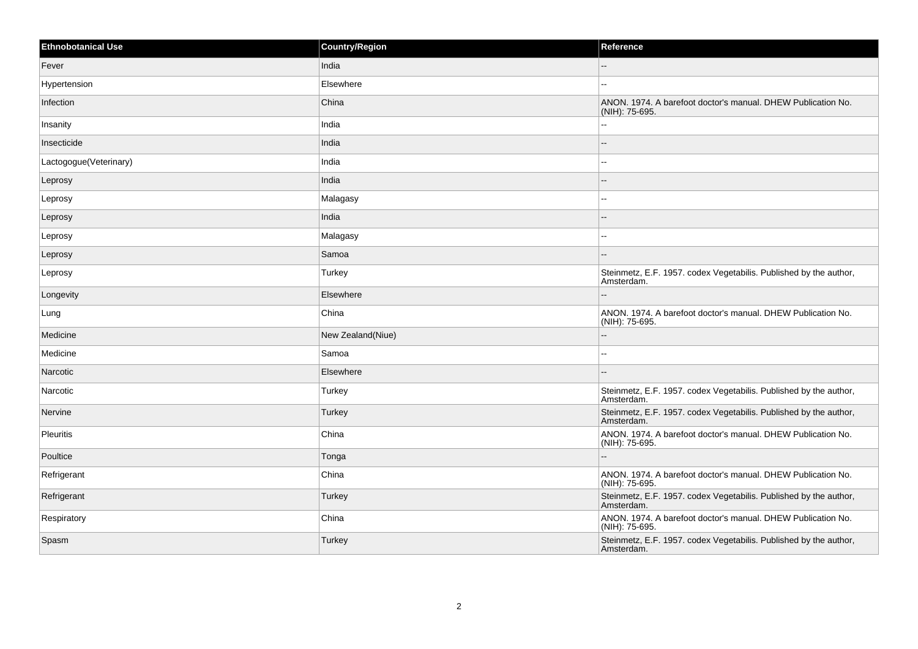| Ethnobotanical Use | Country/Region | Reference |
| --- | --- | --- |
| Fever | India | -- |
| Hypertension | Elsewhere | -- |
| Infection | China | ANON. 1974. A barefoot doctor's manual. DHEW Publication No. (NIH): 75-695. |
| Insanity | India | -- |
| Insecticide | India | -- |
| Lactogogue(Veterinary) | India | -- |
| Leprosy | India | -- |
| Leprosy | Malagasy | -- |
| Leprosy | India | -- |
| Leprosy | Malagasy | -- |
| Leprosy | Samoa | -- |
| Leprosy | Turkey | Steinmetz, E.F. 1957. codex Vegetabilis. Published by the author, Amsterdam. |
| Longevity | Elsewhere | -- |
| Lung | China | ANON. 1974. A barefoot doctor's manual. DHEW Publication No. (NIH): 75-695. |
| Medicine | New Zealand(Niue) | -- |
| Medicine | Samoa | -- |
| Narcotic | Elsewhere | -- |
| Narcotic | Turkey | Steinmetz, E.F. 1957. codex Vegetabilis. Published by the author, Amsterdam. |
| Nervine | Turkey | Steinmetz, E.F. 1957. codex Vegetabilis. Published by the author, Amsterdam. |
| Pleuritis | China | ANON. 1974. A barefoot doctor's manual. DHEW Publication No. (NIH): 75-695. |
| Poultice | Tonga | -- |
| Refrigerant | China | ANON. 1974. A barefoot doctor's manual. DHEW Publication No. (NIH): 75-695. |
| Refrigerant | Turkey | Steinmetz, E.F. 1957. codex Vegetabilis. Published by the author, Amsterdam. |
| Respiratory | China | ANON. 1974. A barefoot doctor's manual. DHEW Publication No. (NIH): 75-695. |
| Spasm | Turkey | Steinmetz, E.F. 1957. codex Vegetabilis. Published by the author, Amsterdam. |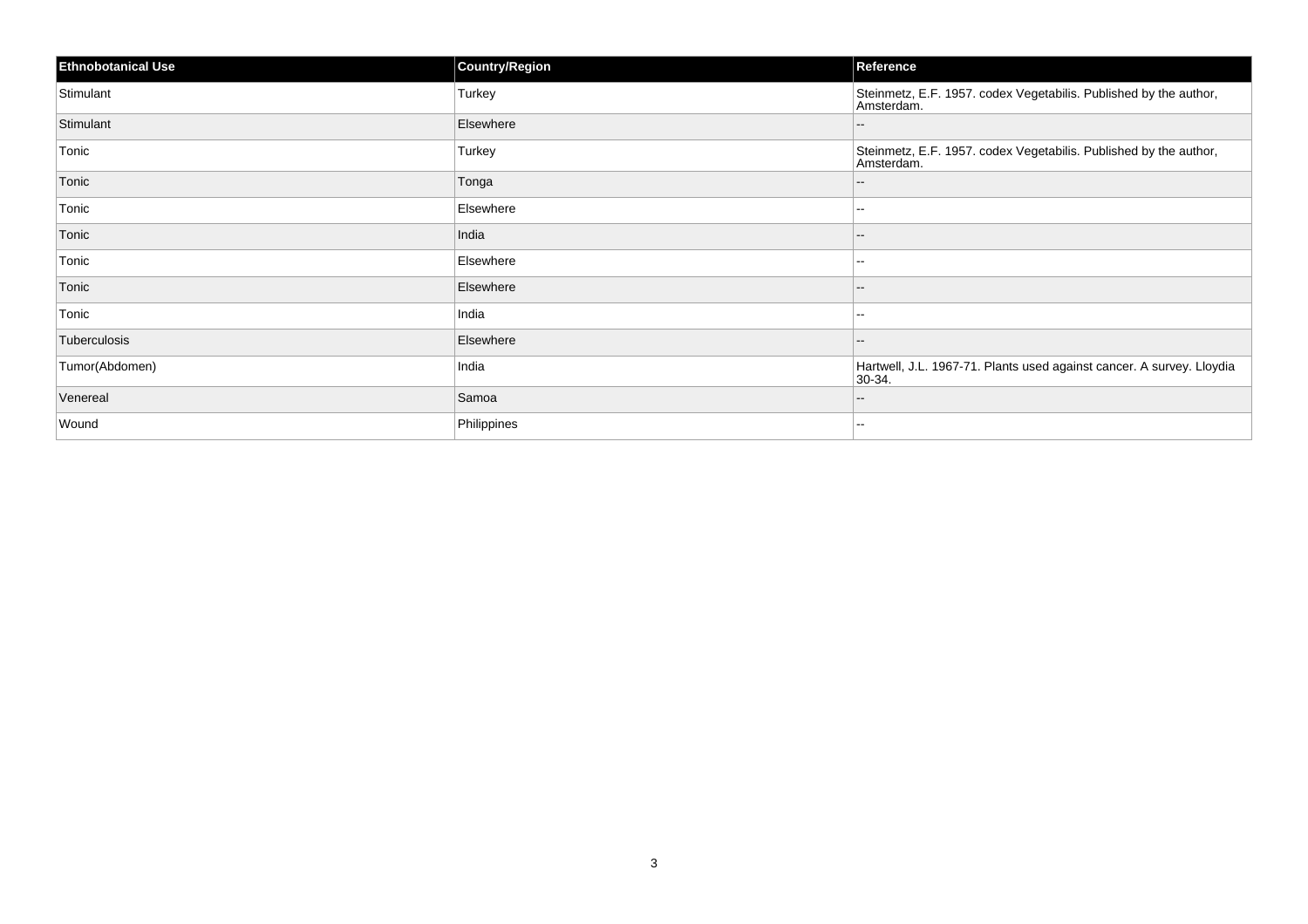| Ethnobotanical Use | Country/Region | Reference |
|---|---|---|
| Stimulant | Turkey | Steinmetz, E.F. 1957. codex Vegetabilis. Published by the author, Amsterdam. |
| Stimulant | Elsewhere | -- |
| Tonic | Turkey | Steinmetz, E.F. 1957. codex Vegetabilis. Published by the author, Amsterdam. |
| Tonic | Tonga | -- |
| Tonic | Elsewhere | -- |
| Tonic | India | -- |
| Tonic | Elsewhere | -- |
| Tonic | Elsewhere | -- |
| Tonic | India | -- |
| Tuberculosis | Elsewhere | -- |
| Tumor(Abdomen) | India | Hartwell, J.L. 1967-71. Plants used against cancer. A survey. Lloydia 30-34. |
| Venereal | Samoa | -- |
| Wound | Philippines | -- |